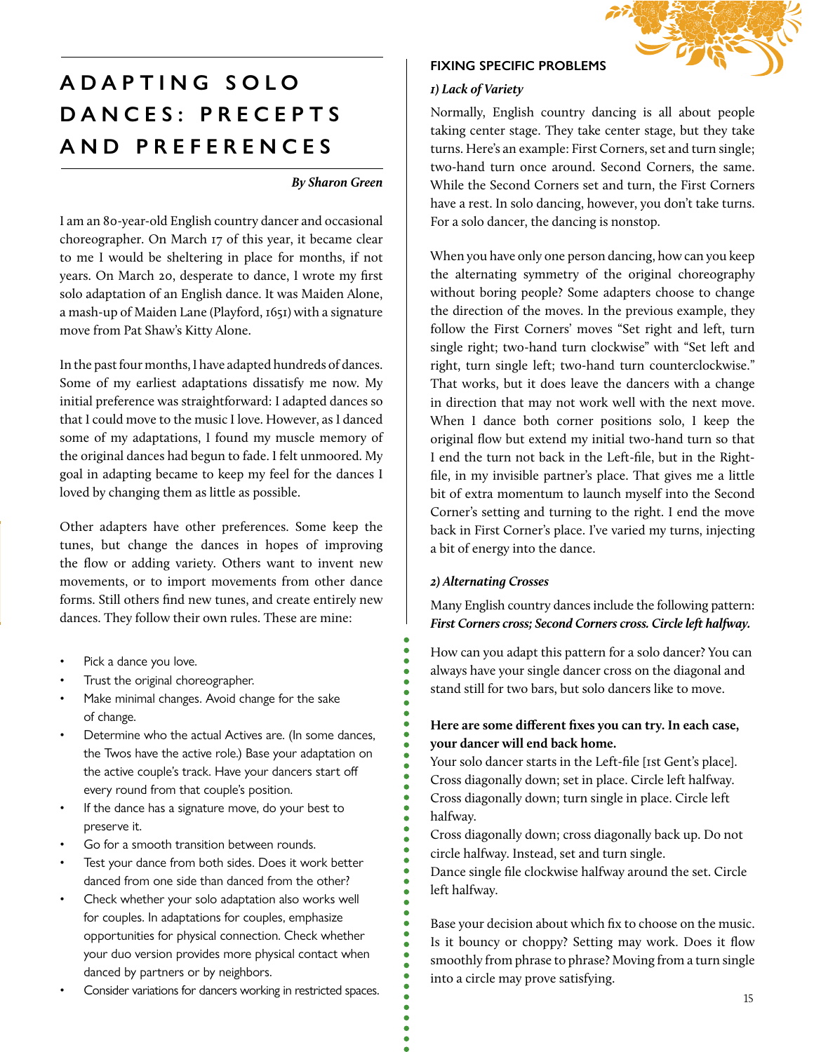# ADAPTING SOLO DANCES: PRECEPTS AND PREFERENCES

***By Sharon Green***

I am an 80-year-old English country dancer and occasional choreographer. On March 17 of this year, it became clear to me I would be sheltering in place for months, if not years. On March 20, desperate to dance, I wrote my first solo adaptation of an English dance. It was Maiden Alone, a mash-up of Maiden Lane (Playford, 1651) with a signature move from Pat Shaw's Kitty Alone.

In the past four months, I have adapted hundreds of dances. Some of my earliest adaptations dissatisfy me now. My initial preference was straightforward: I adapted dances so that I could move to the music I love. However, as I danced some of my adaptations, I found my muscle memory of the original dances had begun to fade. I felt unmoored. My goal in adapting became to keep my feel for the dances I loved by changing them as little as possible.

Other adapters have other preferences. Some keep the tunes, but change the dances in hopes of improving the flow or adding variety. Others want to invent new movements, or to import movements from other dance forms. Still others find new tunes, and create entirely new dances. They follow their own rules. These are mine:

- Pick a dance you love.
- Trust the original choreographer.
- Make minimal changes. Avoid change for the sake of change.
- Determine who the actual Actives are. (In some dances, the Twos have the active role.) Base your adaptation on the active couple's track. Have your dancers start off every round from that couple's position.
- If the dance has a signature move, do your best to preserve it.
- Go for a smooth transition between rounds.
- Test your dance from both sides. Does it work better danced from one side than danced from the other?
- Check whether your solo adaptation also works well for couples. In adaptations for couples, emphasize opportunities for physical connection. Check whether your duo version provides more physical contact when danced by partners or by neighbors.
- Consider variations for dancers working in restricted spaces.

## FIXING SPECIFIC PROBLEMS

### *1) Lack of Variety*

Normally, English country dancing is all about people taking center stage. They take center stage, but they take turns. Here's an example: First Corners, set and turn single; two-hand turn once around. Second Corners, the same. While the Second Corners set and turn, the First Corners have a rest. In solo dancing, however, you don't take turns. For a solo dancer, the dancing is nonstop.

When you have only one person dancing, how can you keep the alternating symmetry of the original choreography without boring people? Some adapters choose to change the direction of the moves. In the previous example, they follow the First Corners' moves "Set right and left, turn single right; two-hand turn clockwise" with "Set left and right, turn single left; two-hand turn counterclockwise." That works, but it does leave the dancers with a change in direction that may not work well with the next move. When I dance both corner positions solo, I keep the original flow but extend my initial two-hand turn so that I end the turn not back in the Left-file, but in the Right-file, in my invisible partner's place. That gives me a little bit of extra momentum to launch myself into the Second Corner's setting and turning to the right. I end the move back in First Corner's place. I've varied my turns, injecting a bit of energy into the dance.

### *2) Alternating Crosses*

Many English country dances include the following pattern: ***First Corners cross; Second Corners cross. Circle left halfway.***

How can you adapt this pattern for a solo dancer? You can always have your single dancer cross on the diagonal and stand still for two bars, but solo dancers like to move.

**Here are some different fixes you can try. In each case, your dancer will end back home.**

Your solo dancer starts in the Left-file [1st Gent's place].

Cross diagonally down; set in place. Circle left halfway.

Cross diagonally down; turn single in place. Circle left halfway.

Cross diagonally down; cross diagonally back up. Do not circle halfway. Instead, set and turn single.

Dance single file clockwise halfway around the set. Circle left halfway.

Base your decision about which fix to choose on the music. Is it bouncy or choppy? Setting may work. Does it flow smoothly from phrase to phrase? Moving from a turn single into a circle may prove satisfying.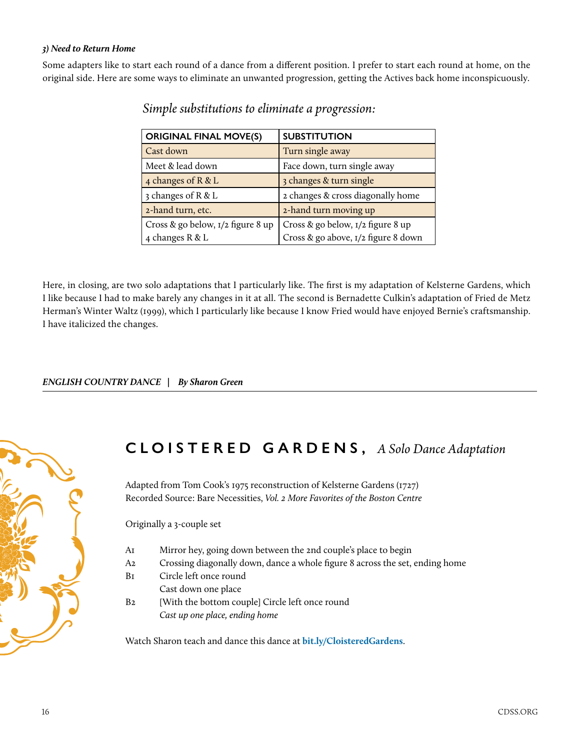*3) Need to Return Home*

Some adapters like to start each round of a dance from a different position. I prefer to start each round at home, on the original side. Here are some ways to eliminate an unwanted progression, getting the Actives back home inconspicuously.

*Simple substitutions to eliminate a progression:*

| ORIGINAL FINAL MOVE(S) | SUBSTITUTION |
|---|---|
| Cast down | Turn single away |
| Meet & lead down | Face down, turn single away |
| 4 changes of R & L | 3 changes & turn single |
| 3 changes of R & L | 2 changes & cross diagonally home |
| 2-hand turn, etc. | 2-hand turn moving up |
| Cross & go below, 1/2 figure 8 up<br>4 changes R & L | Cross & go below, 1/2 figure 8 up<br>Cross & go above, 1/2 figure 8 down |

Here, in closing, are two solo adaptations that I particularly like. The first is my adaptation of Kelsterne Gardens, which I like because I had to make barely any changes in it at all. The second is Bernadette Culkin's adaptation of Fried de Metz Herman's Winter Waltz (1999), which I particularly like because I know Fried would have enjoyed Bernie's craftsmanship. I have italicized the changes.

## CLOISTERED GARDENS, *A Solo Dance Adaptation*

Adapted from Tom Cook's 1975 reconstruction of Kelsterne Gardens (1727)
Recorded Source: Bare Necessities, *Vol. 2 More Favorites of the Boston Centre*

Originally a 3-couple set

A1 Mirror hey, going down between the 2nd couple's place to begin
A2 Crossing diagonally down, dance a whole figure 8 across the set, ending home
B1 Circle left once round
Cast down one place
B2 [With the bottom couple] Circle left once round
*Cast up one place, ending home*

Watch Sharon teach and dance this dance at **bit.ly/CloisteredGardens**.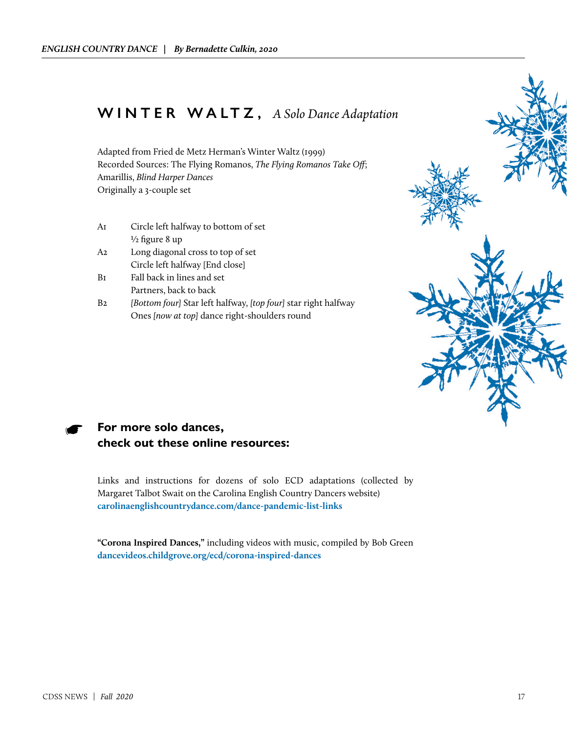*ENGLISH COUNTRY DANCE* | *By Bernadette Culkin, 2020*

## WINTER WALTZ, *A Solo Dance Adaptation*

Adapted from Fried de Metz Herman's Winter Waltz (1999)
Recorded Sources: The Flying Romanos, *The Flying Romanos Take Off*;
Amarillis, *Blind Harper Dances*
Originally a 3-couple set

| | |
|---|---|
| A1 | Circle left halfway to bottom of set |
| | ½ figure 8 up |
| A2 | Long diagonal cross to top of set |
| | Circle left halfway [End close] |
| B1 | Fall back in lines and set |
| | Partners, back to back |
| B2 | *[Bottom four]* Star left halfway, *[top four]* star right halfway |
| | Ones *[now at top]* dance right-shoulders round |

### ☛ For more solo dances, check out these online resources:

Links and instructions for dozens of solo ECD adaptations (collected by Margaret Talbot Swait on the Carolina English Country Dancers website)
**carolinaenglishcountrydance.com/dance-pandemic-list-links**

**"Corona Inspired Dances,"** including videos with music, compiled by Bob Green
**dancevideos.childgrove.org/ecd/corona-inspired-dances**